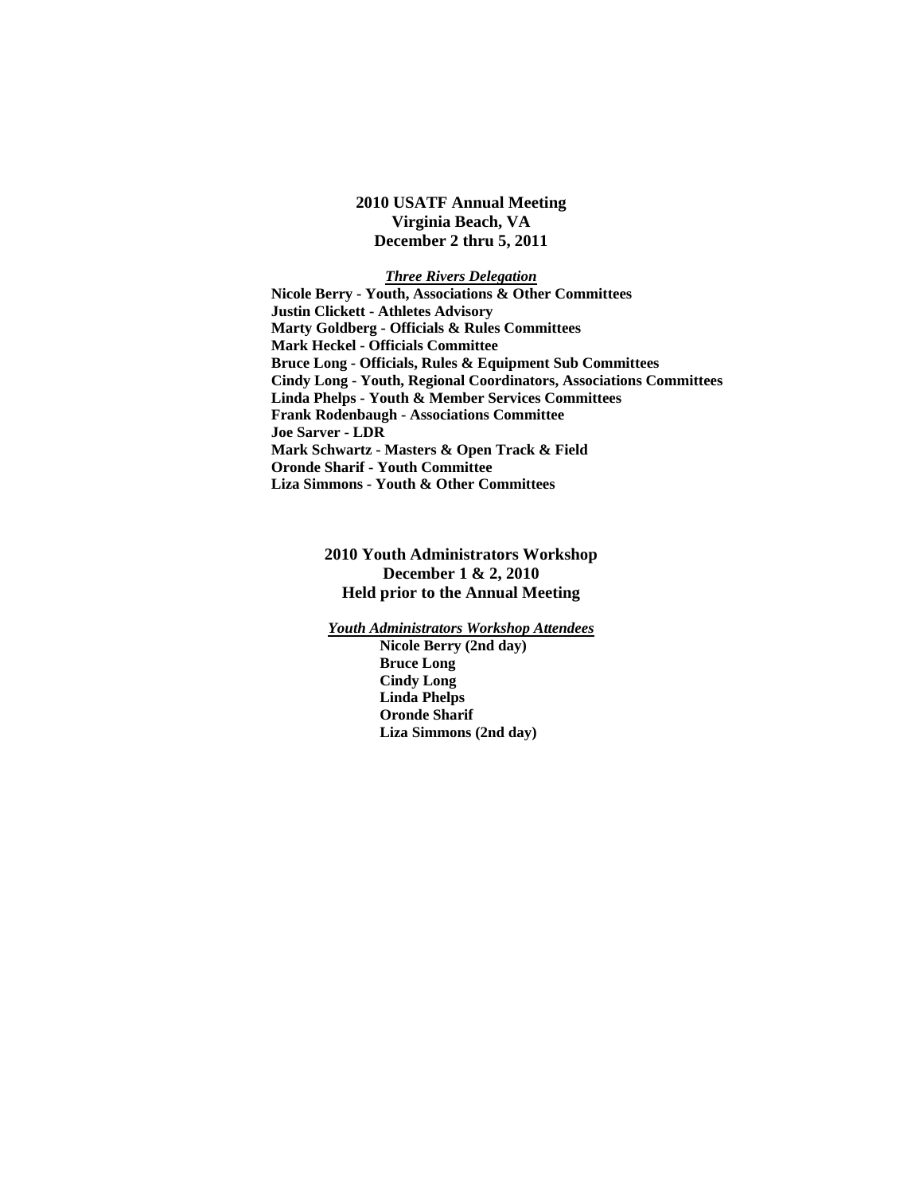# 2010 USATF Annual Meeting
# Virginia Beach, VA
# December 2 thru 5, 2011

***Three Rivers Delegation***

**Nicole Berry - Youth, Associations & Other Committees**
**Justin Clickett - Athletes Advisory**
**Marty Goldberg - Officials & Rules Committees**
**Mark Heckel - Officials Committee**
**Bruce Long - Officials, Rules & Equipment Sub Committees**
**Cindy Long - Youth, Regional Coordinators, Associations Committees**
**Linda Phelps - Youth & Member Services Committees**
**Frank Rodenbaugh - Associations Committee**
**Joe Sarver - LDR**
**Mark Schwartz - Masters & Open Track & Field**
**Oronde Sharif - Youth Committee**
**Liza Simmons - Youth & Other Committees**

## 2010 Youth Administrators Workshop
## December 1 & 2, 2010
## Held prior to the Annual Meeting

***Youth Administrators Workshop Attendees***

**Nicole Berry (2nd day)**
**Bruce Long**
**Cindy Long**
**Linda Phelps**
**Oronde Sharif**
**Liza Simmons (2nd day)**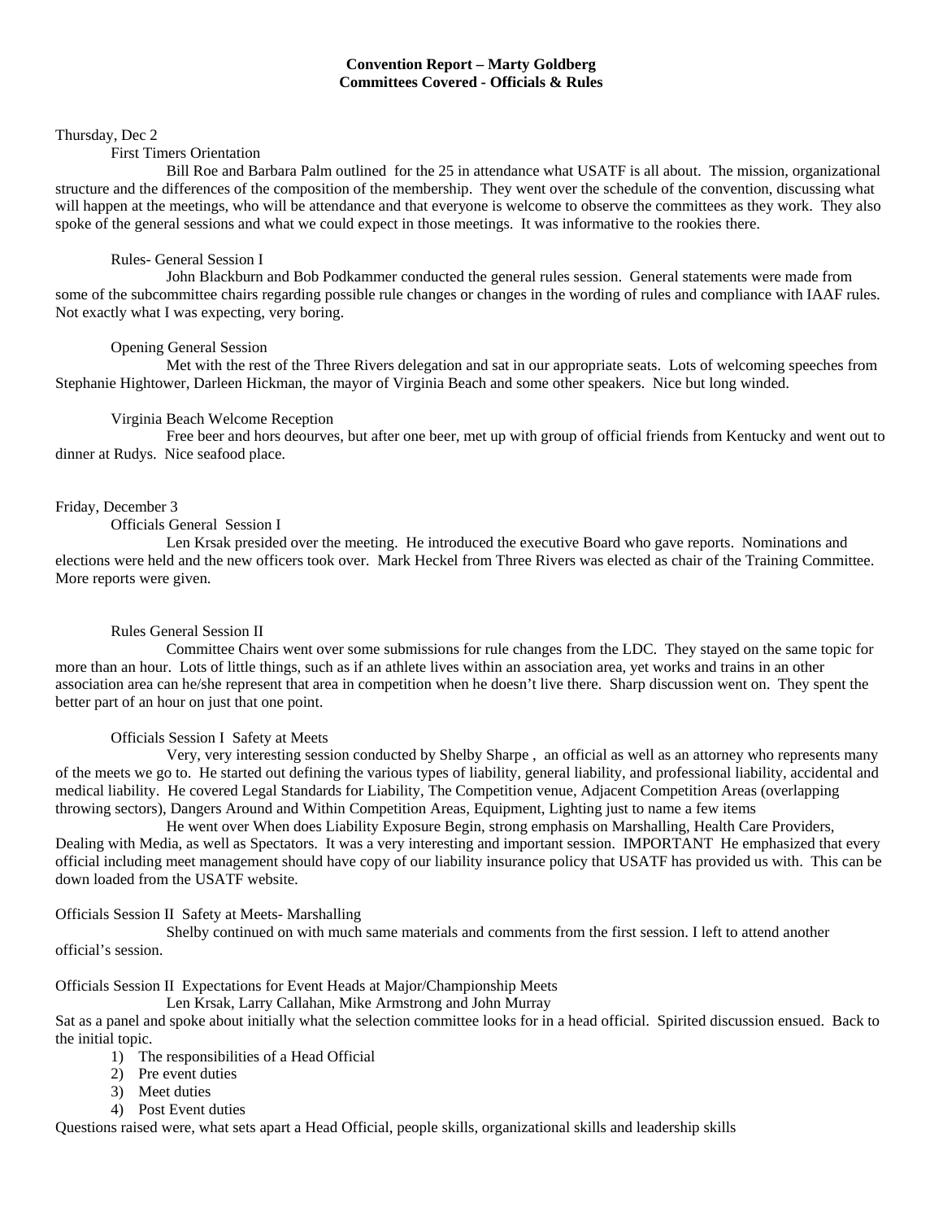**Convention Report – Marty Goldberg**
**Committees Covered - Officials & Rules**

Thursday, Dec 2

First Timers Orientation

Bill Roe and Barbara Palm outlined for the 25 in attendance what USATF is all about. The mission, organizational structure and the differences of the composition of the membership. They went over the schedule of the convention, discussing what will happen at the meetings, who will be attendance and that everyone is welcome to observe the committees as they work. They also spoke of the general sessions and what we could expect in those meetings. It was informative to the rookies there.

Rules- General Session I

John Blackburn and Bob Podkammer conducted the general rules session. General statements were made from some of the subcommittee chairs regarding possible rule changes or changes in the wording of rules and compliance with IAAF rules. Not exactly what I was expecting, very boring.

Opening General Session

Met with the rest of the Three Rivers delegation and sat in our appropriate seats. Lots of welcoming speeches from Stephanie Hightower, Darleen Hickman, the mayor of Virginia Beach and some other speakers. Nice but long winded.

Virginia Beach Welcome Reception

Free beer and hors deourves, but after one beer, met up with group of official friends from Kentucky and went out to dinner at Rudys. Nice seafood place.

Friday, December 3

Officials General Session I

Len Krsak presided over the meeting. He introduced the executive Board who gave reports. Nominations and elections were held and the new officers took over. Mark Heckel from Three Rivers was elected as chair of the Training Committee. More reports were given.

Rules General Session II

Committee Chairs went over some submissions for rule changes from the LDC. They stayed on the same topic for more than an hour. Lots of little things, such as if an athlete lives within an association area, yet works and trains in an other association area can he/she represent that area in competition when he doesn't live there. Sharp discussion went on. They spent the better part of an hour on just that one point.

Officials Session I Safety at Meets

Very, very interesting session conducted by Shelby Sharpe , an official as well as an attorney who represents many of the meets we go to. He started out defining the various types of liability, general liability, and professional liability, accidental and medical liability. He covered Legal Standards for Liability, The Competition venue, Adjacent Competition Areas (overlapping throwing sectors), Dangers Around and Within Competition Areas, Equipment, Lighting just to name a few items

He went over When does Liability Exposure Begin, strong emphasis on Marshalling, Health Care Providers, Dealing with Media, as well as Spectators. It was a very interesting and important session. IMPORTANT He emphasized that every official including meet management should have copy of our liability insurance policy that USATF has provided us with. This can be down loaded from the USATF website.

Officials Session II Safety at Meets- Marshalling

Shelby continued on with much same materials and comments from the first session. I left to attend another official's session.

Officials Session II Expectations for Event Heads at Major/Championship Meets

Len Krsak, Larry Callahan, Mike Armstrong and John Murray

Sat as a panel and spoke about initially what the selection committee looks for in a head official. Spirited discussion ensued. Back to the initial topic.

1) The responsibilities of a Head Official
2) Pre event duties
3) Meet duties
4) Post Event duties

Questions raised were, what sets apart a Head Official, people skills, organizational skills and leadership skills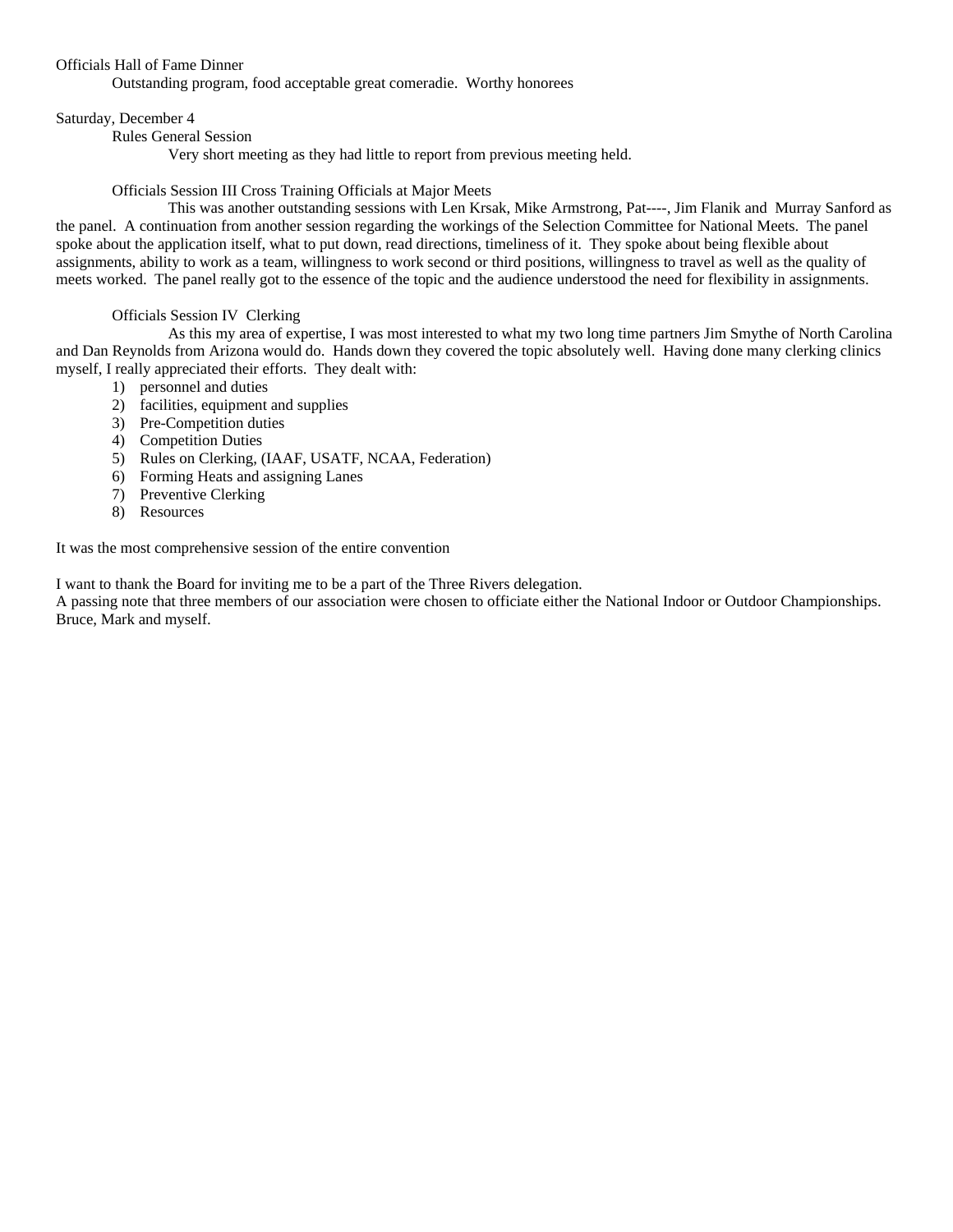Officials Hall of Fame Dinner

Outstanding program, food acceptable great comeradie.  Worthy honorees

Saturday, December 4

Rules General Session

Very short meeting as they had little to report from previous meeting held.

Officials Session III Cross Training Officials at Major Meets

This was another outstanding sessions with Len Krsak, Mike Armstrong, Pat----, Jim Flanik and  Murray Sanford as the panel.  A continuation from another session regarding the workings of the Selection Committee for National Meets.  The panel spoke about the application itself, what to put down, read directions, timeliness of it.  They spoke about being flexible about assignments, ability to work as a team, willingness to work second or third positions, willingness to travel as well as the quality of meets worked.  The panel really got to the essence of the topic and the audience understood the need for flexibility in assignments.

Officials Session IV  Clerking

As this my area of expertise, I was most interested to what my two long time partners Jim Smythe of North Carolina and Dan Reynolds from Arizona would do.  Hands down they covered the topic absolutely well.  Having done many clerking clinics myself, I really appreciated their efforts.  They dealt with:

1) personnel and duties
2) facilities, equipment and supplies
3) Pre-Competition duties
4) Competition Duties
5) Rules on Clerking, (IAAF, USATF, NCAA, Federation)
6) Forming Heats and assigning Lanes
7) Preventive Clerking
8) Resources

It was the most comprehensive session of the entire convention

I want to thank the Board for inviting me to be a part of the Three Rivers delegation.
A passing note that three members of our association were chosen to officiate either the National Indoor or Outdoor Championships. Bruce, Mark and myself.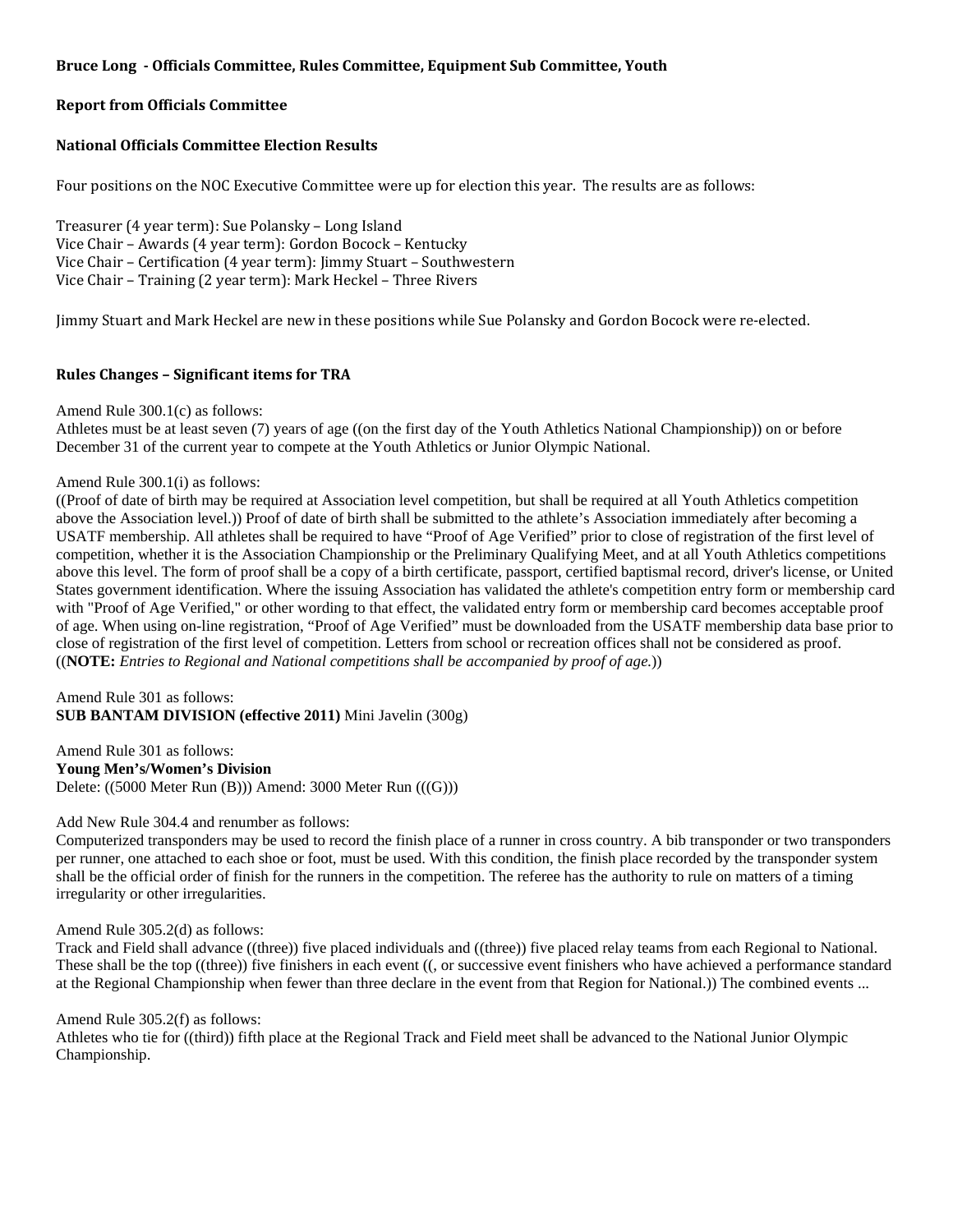**Bruce Long - Officials Committee, Rules Committee, Equipment Sub Committee, Youth**

**Report from Officials Committee**

**National Officials Committee Election Results**

Four positions on the NOC Executive Committee were up for election this year. The results are as follows:

Treasurer (4 year term): Sue Polansky – Long Island
Vice Chair – Awards (4 year term): Gordon Bocock – Kentucky
Vice Chair – Certification (4 year term): Jimmy Stuart – Southwestern
Vice Chair – Training (2 year term): Mark Heckel – Three Rivers

Jimmy Stuart and Mark Heckel are new in these positions while Sue Polansky and Gordon Bocock were re-elected.

**Rules Changes – Significant items for TRA**

Amend Rule 300.1(c) as follows:
Athletes must be at least seven (7) years of age ((on the first day of the Youth Athletics National Championship)) on or before December 31 of the current year to compete at the Youth Athletics or Junior Olympic National.

Amend Rule 300.1(i) as follows:
((Proof of date of birth may be required at Association level competition, but shall be required at all Youth Athletics competition above the Association level.)) Proof of date of birth shall be submitted to the athlete's Association immediately after becoming a USATF membership. All athletes shall be required to have "Proof of Age Verified" prior to close of registration of the first level of competition, whether it is the Association Championship or the Preliminary Qualifying Meet, and at all Youth Athletics competitions above this level. The form of proof shall be a copy of a birth certificate, passport, certified baptismal record, driver's license, or United States government identification. Where the issuing Association has validated the athlete's competition entry form or membership card with "Proof of Age Verified," or other wording to that effect, the validated entry form or membership card becomes acceptable proof of age. When using on-line registration, "Proof of Age Verified" must be downloaded from the USATF membership data base prior to close of registration of the first level of competition. Letters from school or recreation offices shall not be considered as proof. ((**NOTE:** *Entries to Regional and National competitions shall be accompanied by proof of age.*))

Amend Rule 301 as follows:
**SUB BANTAM DIVISION (effective 2011)** Mini Javelin (300g)

Amend Rule 301 as follows:
**Young Men's/Women's Division**
Delete: ((5000 Meter Run (B))) Amend: 3000 Meter Run (((G)))

Add New Rule 304.4 and renumber as follows:
Computerized transponders may be used to record the finish place of a runner in cross country. A bib transponder or two transponders per runner, one attached to each shoe or foot, must be used. With this condition, the finish place recorded by the transponder system shall be the official order of finish for the runners in the competition. The referee has the authority to rule on matters of a timing irregularity or other irregularities.

Amend Rule 305.2(d) as follows:
Track and Field shall advance ((three)) five placed individuals and ((three)) five placed relay teams from each Regional to National. These shall be the top ((three)) five finishers in each event ((, or successive event finishers who have achieved a performance standard at the Regional Championship when fewer than three declare in the event from that Region for National.)) The combined events ...

Amend Rule 305.2(f) as follows:
Athletes who tie for ((third)) fifth place at the Regional Track and Field meet shall be advanced to the National Junior Olympic Championship.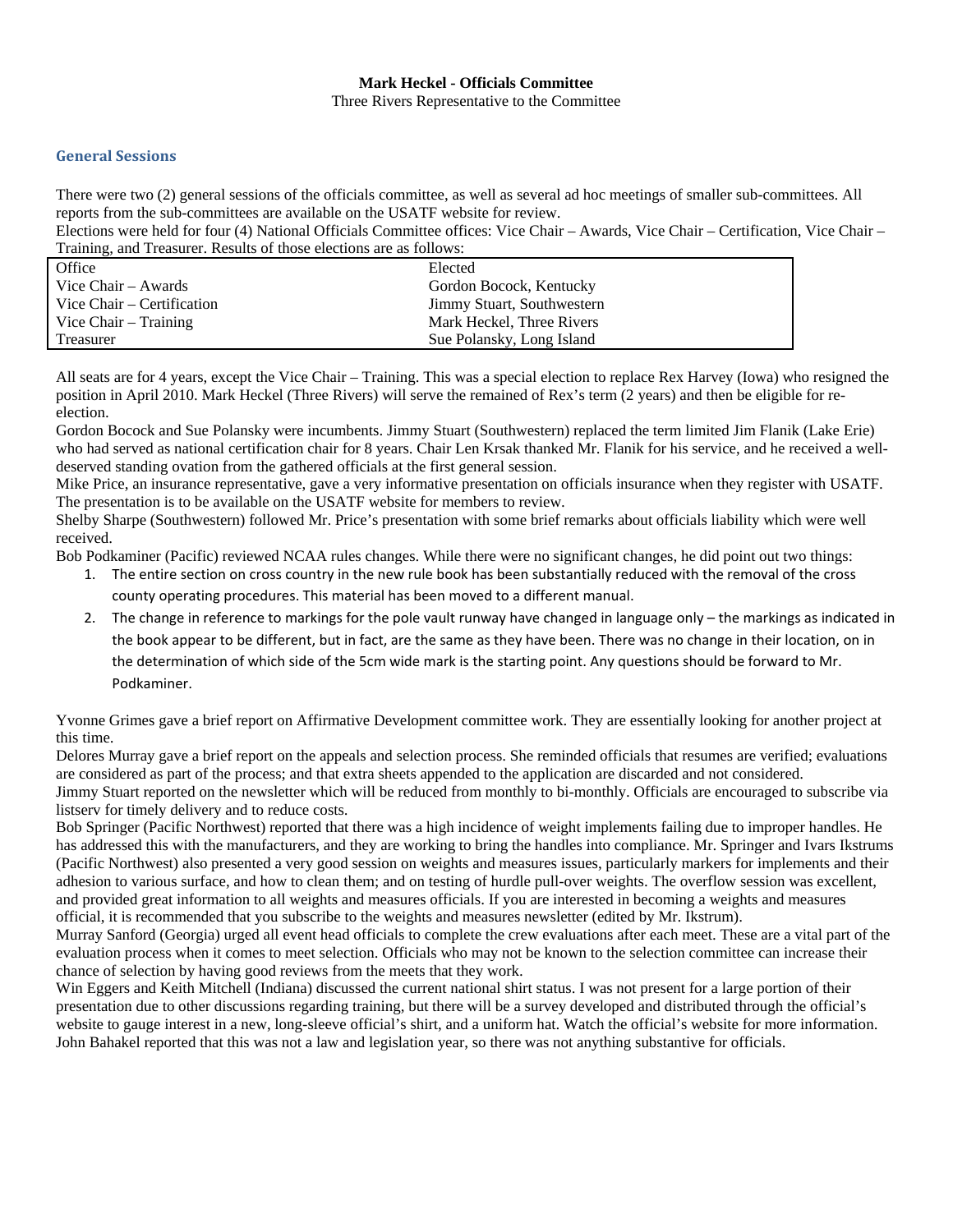**Mark Heckel - Officials Committee**

Three Rivers Representative to the Committee

## General Sessions

There were two (2) general sessions of the officials committee, as well as several ad hoc meetings of smaller sub-committees. All reports from the sub-committees are available on the USATF website for review.

Elections were held for four (4) National Officials Committee offices: Vice Chair – Awards, Vice Chair – Certification, Vice Chair – Training, and Treasurer. Results of those elections are as follows:

| Office | Elected |
|---|---|
| Vice Chair – Awards | Gordon Bocock, Kentucky |
| Vice Chair – Certification | Jimmy Stuart, Southwestern |
| Vice Chair – Training | Mark Heckel, Three Rivers |
| Treasurer | Sue Polansky, Long Island |

All seats are for 4 years, except the Vice Chair – Training. This was a special election to replace Rex Harvey (Iowa) who resigned the position in April 2010. Mark Heckel (Three Rivers) will serve the remained of Rex's term (2 years) and then be eligible for re-election.

Gordon Bocock and Sue Polansky were incumbents. Jimmy Stuart (Southwestern) replaced the term limited Jim Flanik (Lake Erie) who had served as national certification chair for 8 years. Chair Len Krsak thanked Mr. Flanik for his service, and he received a well-deserved standing ovation from the gathered officials at the first general session.

Mike Price, an insurance representative, gave a very informative presentation on officials insurance when they register with USATF. The presentation is to be available on the USATF website for members to review.

Shelby Sharpe (Southwestern) followed Mr. Price's presentation with some brief remarks about officials liability which were well received.

Bob Podkaminer (Pacific) reviewed NCAA rules changes. While there were no significant changes, he did point out two things:

1. The entire section on cross country in the new rule book has been substantially reduced with the removal of the cross county operating procedures. This material has been moved to a different manual.
2. The change in reference to markings for the pole vault runway have changed in language only – the markings as indicated in the book appear to be different, but in fact, are the same as they have been. There was no change in their location, on in the determination of which side of the 5cm wide mark is the starting point. Any questions should be forward to Mr. Podkaminer.

Yvonne Grimes gave a brief report on Affirmative Development committee work. They are essentially looking for another project at this time.

Delores Murray gave a brief report on the appeals and selection process. She reminded officials that resumes are verified; evaluations are considered as part of the process; and that extra sheets appended to the application are discarded and not considered.

Jimmy Stuart reported on the newsletter which will be reduced from monthly to bi-monthly. Officials are encouraged to subscribe via listserv for timely delivery and to reduce costs.

Bob Springer (Pacific Northwest) reported that there was a high incidence of weight implements failing due to improper handles. He has addressed this with the manufacturers, and they are working to bring the handles into compliance. Mr. Springer and Ivars Ikstrums (Pacific Northwest) also presented a very good session on weights and measures issues, particularly markers for implements and their adhesion to various surface, and how to clean them; and on testing of hurdle pull-over weights. The overflow session was excellent, and provided great information to all weights and measures officials. If you are interested in becoming a weights and measures official, it is recommended that you subscribe to the weights and measures newsletter (edited by Mr. Ikstrum).

Murray Sanford (Georgia) urged all event head officials to complete the crew evaluations after each meet. These are a vital part of the evaluation process when it comes to meet selection. Officials who may not be known to the selection committee can increase their chance of selection by having good reviews from the meets that they work.

Win Eggers and Keith Mitchell (Indiana) discussed the current national shirt status. I was not present for a large portion of their presentation due to other discussions regarding training, but there will be a survey developed and distributed through the official's website to gauge interest in a new, long-sleeve official's shirt, and a uniform hat. Watch the official's website for more information.

John Bahakel reported that this was not a law and legislation year, so there was not anything substantive for officials.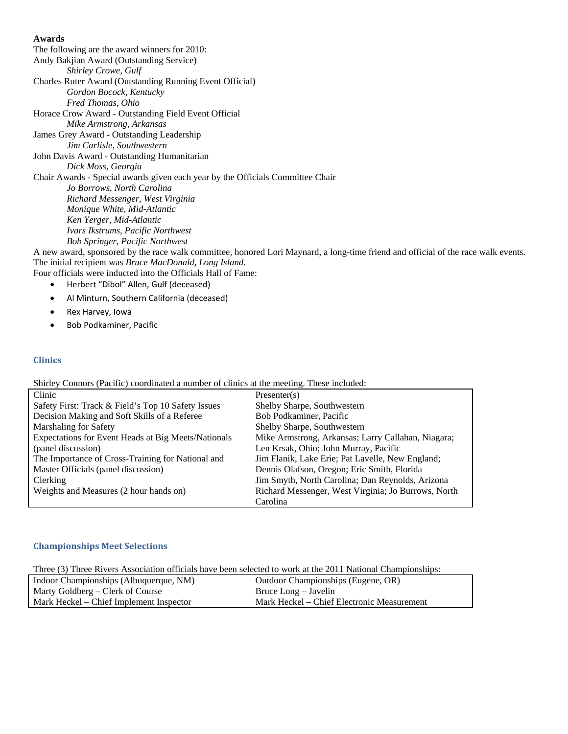**Awards**

The following are the award winners for 2010:

Andy Bakjian Award (Outstanding Service)

*Shirley Crowe, Gulf*

Charles Ruter Award (Outstanding Running Event Official)

*Gordon Bocock, Kentucky*

*Fred Thomas, Ohio*

Horace Crow Award - Outstanding Field Event Official

*Mike Armstrong, Arkansas*

James Grey Award - Outstanding Leadership

*Jim Carlisle, Southwestern*

John Davis Award - Outstanding Humanitarian

*Dick Moss, Georgia*

Chair Awards - Special awards given each year by the Officials Committee Chair

*Jo Borrows, North Carolina*

*Richard Messenger, West Virginia*

*Monique White, Mid-Atlantic*

*Ken Yerger, Mid-Atlantic*

*Ivars Ikstrums, Pacific Northwest*

*Bob Springer, Pacific Northwest*

A new award, sponsored by the race walk committee, honored Lori Maynard, a long-time friend and official of the race walk events. The initial recipient was *Bruce MacDonald, Long Island*.

Four officials were inducted into the Officials Hall of Fame:

- Herbert "Dibol" Allen, Gulf (deceased)
- Al Minturn, Southern California (deceased)
- Rex Harvey, Iowa
- Bob Podkaminer, Pacific

## Clinics

Shirley Connors (Pacific) coordinated a number of clinics at the meeting. These included:

| Clinic | Presenter(s) |
|---|---|
| Safety First: Track & Field's Top 10 Safety Issues | Shelby Sharpe, Southwestern |
| Decision Making and Soft Skills of a Referee | Bob Podkaminer, Pacific |
| Marshaling for Safety | Shelby Sharpe, Southwestern |
| Expectations for Event Heads at Big Meets/Nationals (panel discussion) | Mike Armstrong, Arkansas; Larry Callahan, Niagara; Len Krsak, Ohio; John Murray, Pacific |
| The Importance of Cross-Training for National and Master Officials (panel discussion) | Jim Flanik, Lake Erie; Pat Lavelle, New England; Dennis Olafson, Oregon; Eric Smith, Florida |
| Clerking | Jim Smyth, North Carolina; Dan Reynolds, Arizona |
| Weights and Measures (2 hour hands on) | Richard Messenger, West Virginia; Jo Burrows, North Carolina |

## Championships Meet Selections

Three (3) Three Rivers Association officials have been selected to work at the 2011 National Championships:

| Indoor Championships (Albuquerque, NM) | Outdoor Championships (Eugene, OR) |
|---|---|
| Marty Goldberg – Clerk of Course | Bruce Long – Javelin |
| Mark Heckel – Chief Implement Inspector | Mark Heckel – Chief Electronic Measurement |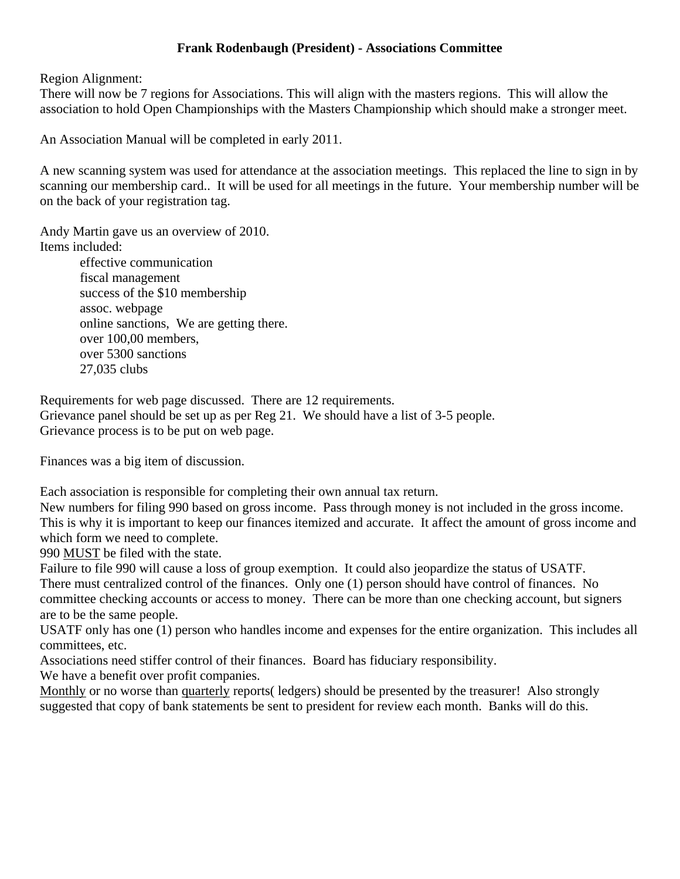**Frank Rodenbaugh (President) - Associations Committee**

Region Alignment:
There will now be 7 regions for Associations. This will align with the masters regions. This will allow the association to hold Open Championships with the Masters Championship which should make a stronger meet.

An Association Manual will be completed in early 2011.

A new scanning system was used for attendance at the association meetings. This replaced the line to sign in by scanning our membership card.. It will be used for all meetings in the future. Your membership number will be on the back of your registration tag.

Andy Martin gave us an overview of 2010.
Items included:

- effective communication
- fiscal management
- success of the $10 membership
- assoc. webpage
- online sanctions, We are getting there.
- over 100,00 members,
- over 5300 sanctions
- 27,035 clubs

Requirements for web page discussed. There are 12 requirements.
Grievance panel should be set up as per Reg 21. We should have a list of 3-5 people.
Grievance process is to be put on web page.

Finances was a big item of discussion.

Each association is responsible for completing their own annual tax return.
New numbers for filing 990 based on gross income. Pass through money is not included in the gross income. This is why it is important to keep our finances itemized and accurate. It affect the amount of gross income and which form we need to complete.
990 <u>MUST</u> be filed with the state.
Failure to file 990 will cause a loss of group exemption. It could also jeopardize the status of USATF.
There must centralized control of the finances. Only one (1) person should have control of finances. No committee checking accounts or access to money. There can be more than one checking account, but signers are to be the same people.
USATF only has one (1) person who handles income and expenses for the entire organization. This includes all committees, etc.
Associations need stiffer control of their finances. Board has fiduciary responsibility.
We have a benefit over profit companies.
<u>Monthly</u> or no worse than <u>quarterly</u> reports( ledgers) should be presented by the treasurer! Also strongly suggested that copy of bank statements be sent to president for review each month. Banks will do this.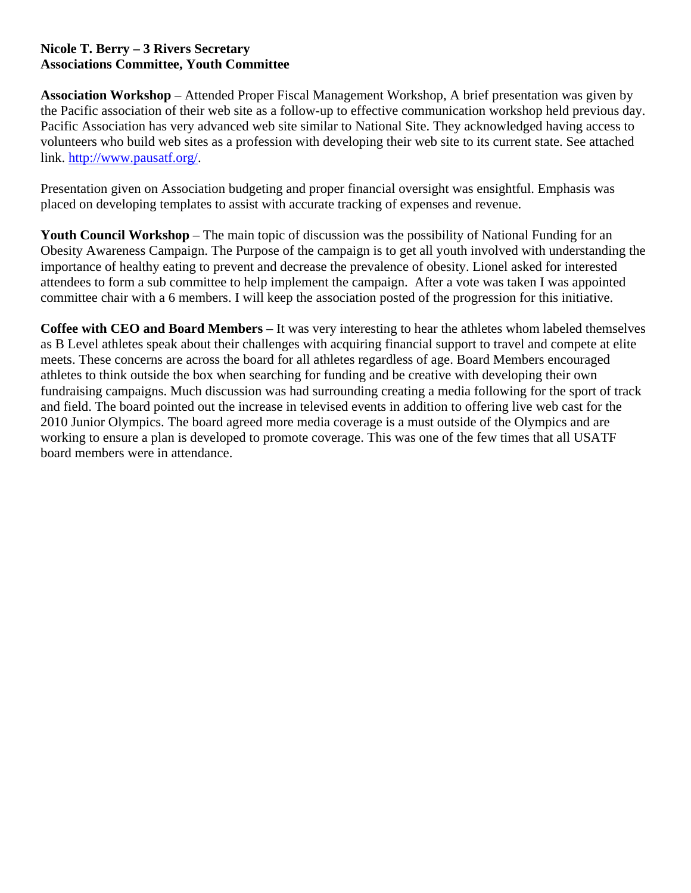**Nicole T. Berry – 3 Rivers Secretary**
**Associations Committee, Youth Committee**

**Association Workshop** – Attended Proper Fiscal Management Workshop, A brief presentation was given by the Pacific association of their web site as a follow-up to effective communication workshop held previous day. Pacific Association has very advanced web site similar to National Site. They acknowledged having access to volunteers who build web sites as a profession with developing their web site to its current state. See attached link. [http://www.pausatf.org/](http://www.pausatf.org/).

Presentation given on Association budgeting and proper financial oversight was ensightful. Emphasis was placed on developing templates to assist with accurate tracking of expenses and revenue.

**Youth Council Workshop** – The main topic of discussion was the possibility of National Funding for an Obesity Awareness Campaign. The Purpose of the campaign is to get all youth involved with understanding the importance of healthy eating to prevent and decrease the prevalence of obesity. Lionel asked for interested attendees to form a sub committee to help implement the campaign. After a vote was taken I was appointed committee chair with a 6 members. I will keep the association posted of the progression for this initiative.

**Coffee with CEO and Board Members** – It was very interesting to hear the athletes whom labeled themselves as B Level athletes speak about their challenges with acquiring financial support to travel and compete at elite meets. These concerns are across the board for all athletes regardless of age. Board Members encouraged athletes to think outside the box when searching for funding and be creative with developing their own fundraising campaigns. Much discussion was had surrounding creating a media following for the sport of track and field. The board pointed out the increase in televised events in addition to offering live web cast for the 2010 Junior Olympics. The board agreed more media coverage is a must outside of the Olympics and are working to ensure a plan is developed to promote coverage. This was one of the few times that all USATF board members were in attendance.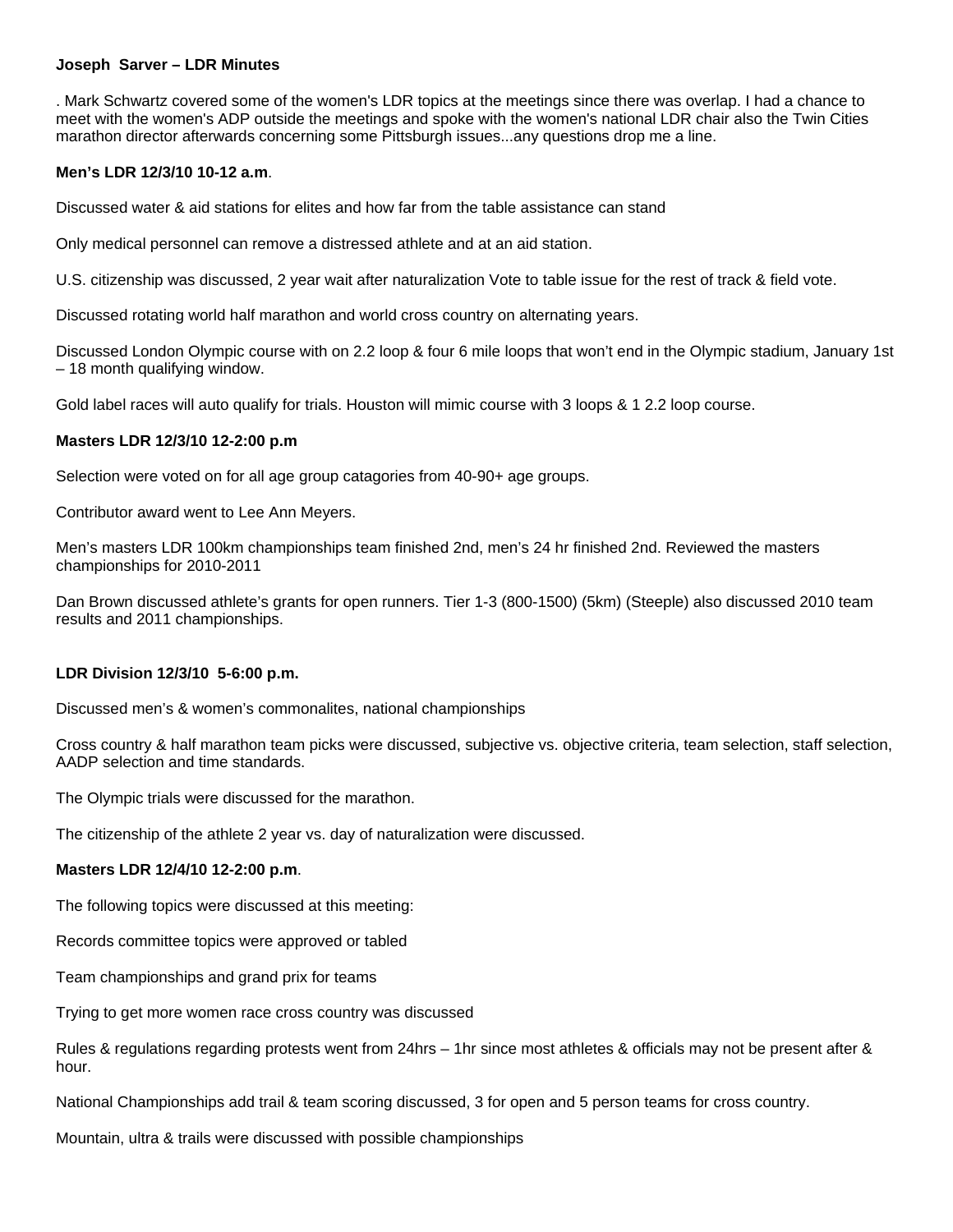**Joseph Sarver – LDR Minutes**

. Mark Schwartz covered some of the women's LDR topics at the meetings since there was overlap. I had a chance to meet with the women's ADP outside the meetings and spoke with the women's national LDR chair also the Twin Cities marathon director afterwards concerning some Pittsburgh issues...any questions drop me a line.

**Men's LDR 12/3/10 10-12 a.m**.

Discussed water & aid stations for elites and how far from the table assistance can stand

Only medical personnel can remove a distressed athlete and at an aid station.

U.S. citizenship was discussed, 2 year wait after naturalization Vote to table issue for the rest of track & field vote.

Discussed rotating world half marathon and world cross country on alternating years.

Discussed London Olympic course with on 2.2 loop & four 6 mile loops that won't end in the Olympic stadium, January 1st – 18 month qualifying window.

Gold label races will auto qualify for trials. Houston will mimic course with 3 loops & 1 2.2 loop course.

**Masters LDR 12/3/10 12-2:00 p.m**

Selection were voted on for all age group catagories from 40-90+ age groups.

Contributor award went to Lee Ann Meyers.

Men's masters LDR 100km championships team finished 2nd, men's 24 hr finished 2nd. Reviewed the masters championships for 2010-2011

Dan Brown discussed athlete's grants for open runners. Tier 1-3 (800-1500) (5km) (Steeple) also discussed 2010 team results and 2011 championships.

**LDR Division 12/3/10 5-6:00 p.m.**

Discussed men's & women's commonalites, national championships

Cross country & half marathon team picks were discussed, subjective vs. objective criteria, team selection, staff selection, AADP selection and time standards.

The Olympic trials were discussed for the marathon.

The citizenship of the athlete 2 year vs. day of naturalization were discussed.

**Masters LDR 12/4/10 12-2:00 p.m**.

The following topics were discussed at this meeting:

Records committee topics were approved or tabled

Team championships and grand prix for teams

Trying to get more women race cross country was discussed

Rules & regulations regarding protests went from 24hrs – 1hr since most athletes & officials may not be present after & hour.

National Championships add trail & team scoring discussed, 3 for open and 5 person teams for cross country.

Mountain, ultra & trails were discussed with possible championships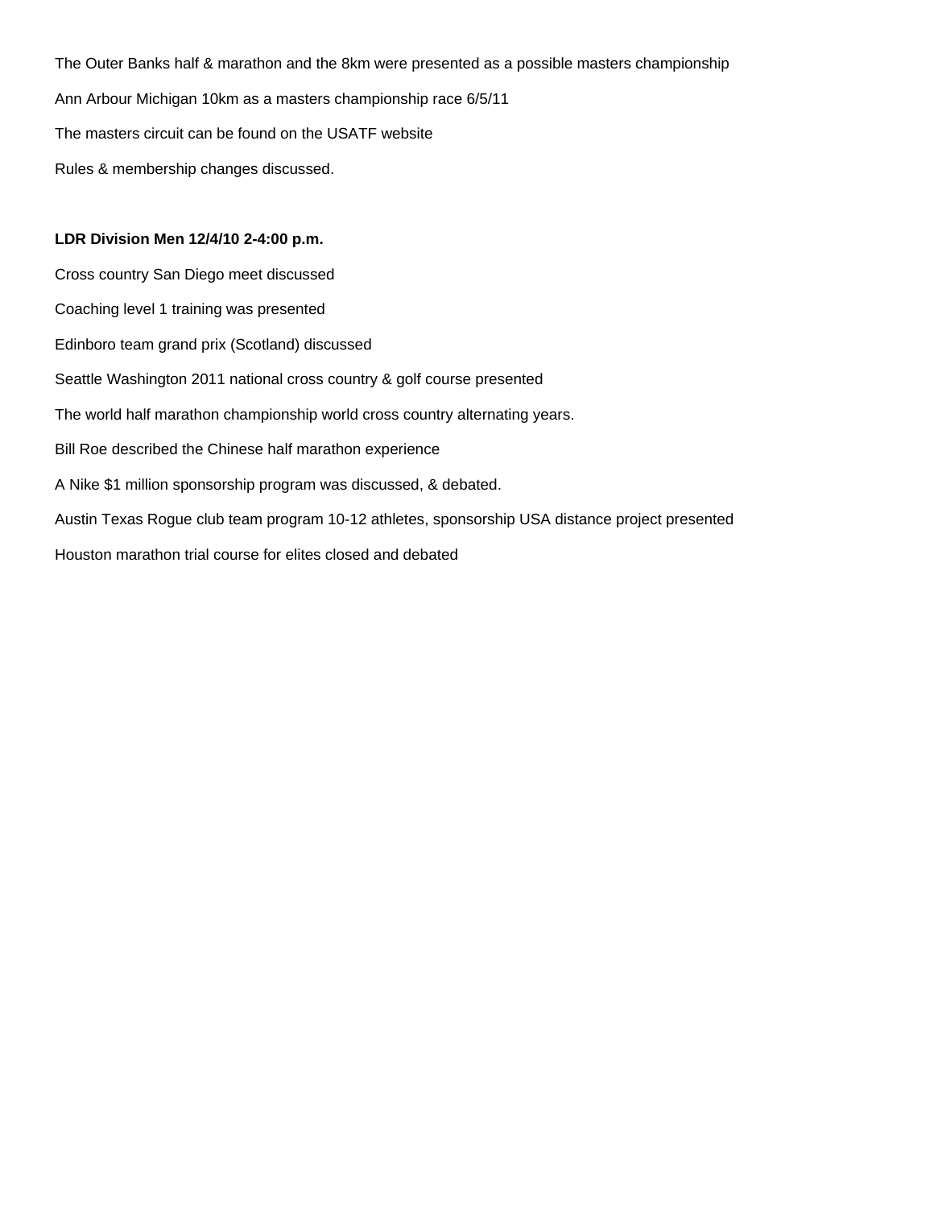The Outer Banks half & marathon and the 8km were presented as a possible masters championship

Ann Arbour Michigan 10km as a masters championship race 6/5/11

The masters circuit can be found on the USATF website

Rules & membership changes discussed.

**LDR Division Men 12/4/10 2-4:00 p.m.**

Cross country San Diego meet discussed

Coaching level 1 training was presented

Edinboro team grand prix (Scotland) discussed

Seattle Washington 2011 national cross country & golf course presented

The world half marathon championship world cross country alternating years.

Bill Roe described the Chinese half marathon experience

A Nike $1 million sponsorship program was discussed, & debated.

Austin Texas Rogue club team program 10-12 athletes, sponsorship USA distance project presented

Houston marathon trial course for elites closed and debated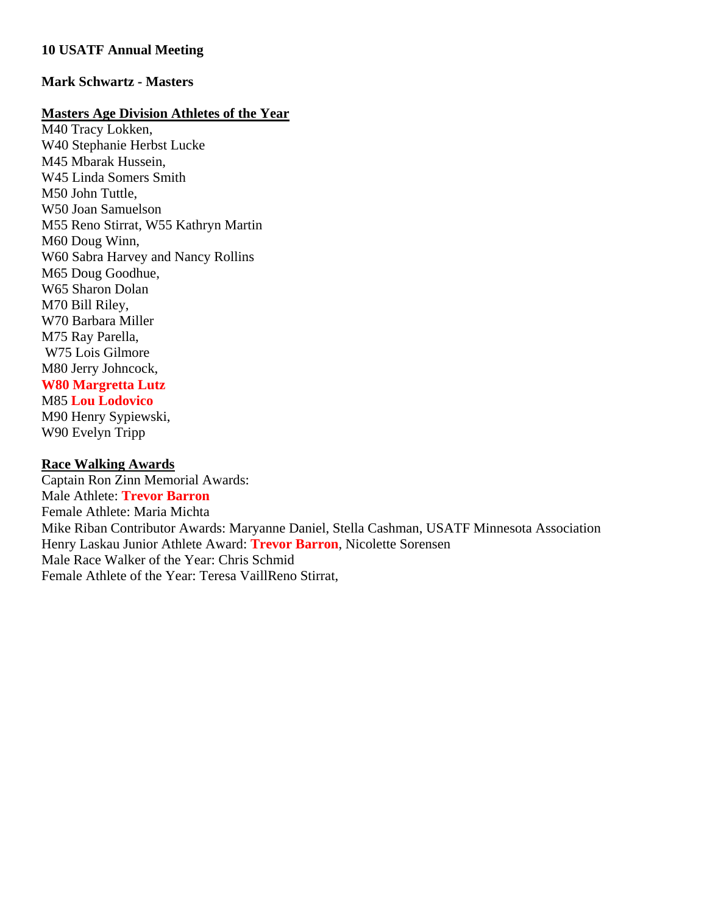**10 USATF Annual Meeting**

**Mark Schwartz - Masters**

**Masters Age Division Athletes of the Year**

M40 Tracy Lokken,
W40 Stephanie Herbst Lucke
M45 Mbarak Hussein,
W45 Linda Somers Smith
M50 John Tuttle,
W50 Joan Samuelson
M55 Reno Stirrat, W55 Kathryn Martin
M60 Doug Winn,
W60 Sabra Harvey and Nancy Rollins
M65 Doug Goodhue,
W65 Sharon Dolan
M70 Bill Riley,
W70 Barbara Miller
M75 Ray Parella,
W75 Lois Gilmore
M80 Jerry Johncock,
**W80 Margretta Lutz**
M85 **Lou Lodovico**
M90 Henry Sypiewski,
W90 Evelyn Tripp

**Race Walking Awards**

Captain Ron Zinn Memorial Awards:
Male Athlete: **Trevor Barron**
Female Athlete: Maria Michta
Mike Riban Contributor Awards: Maryanne Daniel, Stella Cashman, USATF Minnesota Association
Henry Laskau Junior Athlete Award: **Trevor Barron**, Nicolette Sorensen
Male Race Walker of the Year: Chris Schmid
Female Athlete of the Year: Teresa VaillReno Stirrat,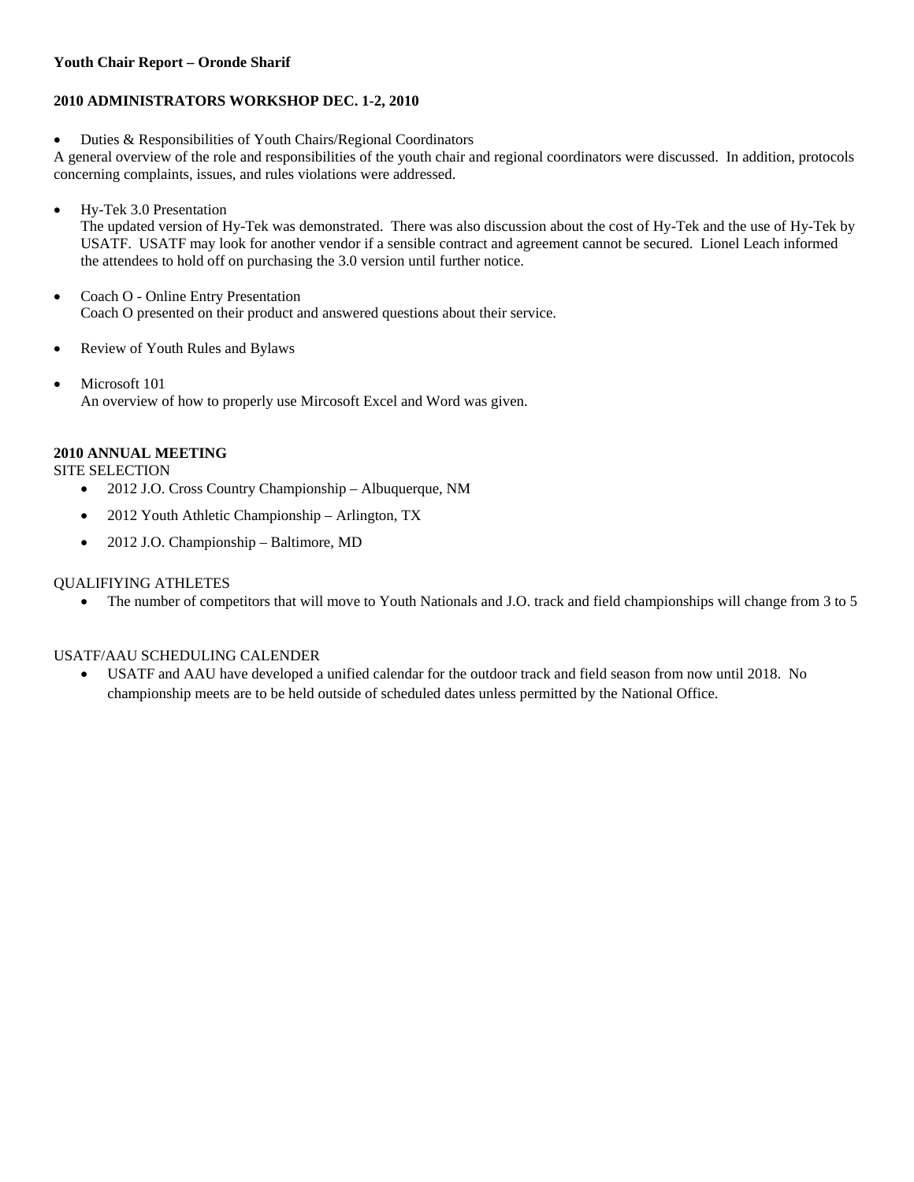**Youth Chair Report – Oronde Sharif**

**2010 ADMINISTRATORS WORKSHOP DEC. 1-2, 2010**

- Duties & Responsibilities of Youth Chairs/Regional Coordinators

A general overview of the role and responsibilities of the youth chair and regional coordinators were discussed. In addition, protocols concerning complaints, issues, and rules violations were addressed.

- Hy-Tek 3.0 Presentation
  The updated version of Hy-Tek was demonstrated. There was also discussion about the cost of Hy-Tek and the use of Hy-Tek by USATF. USATF may look for another vendor if a sensible contract and agreement cannot be secured. Lionel Leach informed the attendees to hold off on purchasing the 3.0 version until further notice.

- Coach O - Online Entry Presentation
  Coach O presented on their product and answered questions about their service.

- Review of Youth Rules and Bylaws

- Microsoft 101
  An overview of how to properly use Mircosoft Excel and Word was given.

**2010 ANNUAL MEETING**

SITE SELECTION

- 2012 J.O. Cross Country Championship – Albuquerque, NM
- 2012 Youth Athletic Championship – Arlington, TX
- 2012 J.O. Championship – Baltimore, MD

QUALIFIYING ATHLETES

- The number of competitors that will move to Youth Nationals and J.O. track and field championships will change from 3 to 5

USATF/AAU SCHEDULING CALENDER

- USATF and AAU have developed a unified calendar for the outdoor track and field season from now until 2018. No championship meets are to be held outside of scheduled dates unless permitted by the National Office.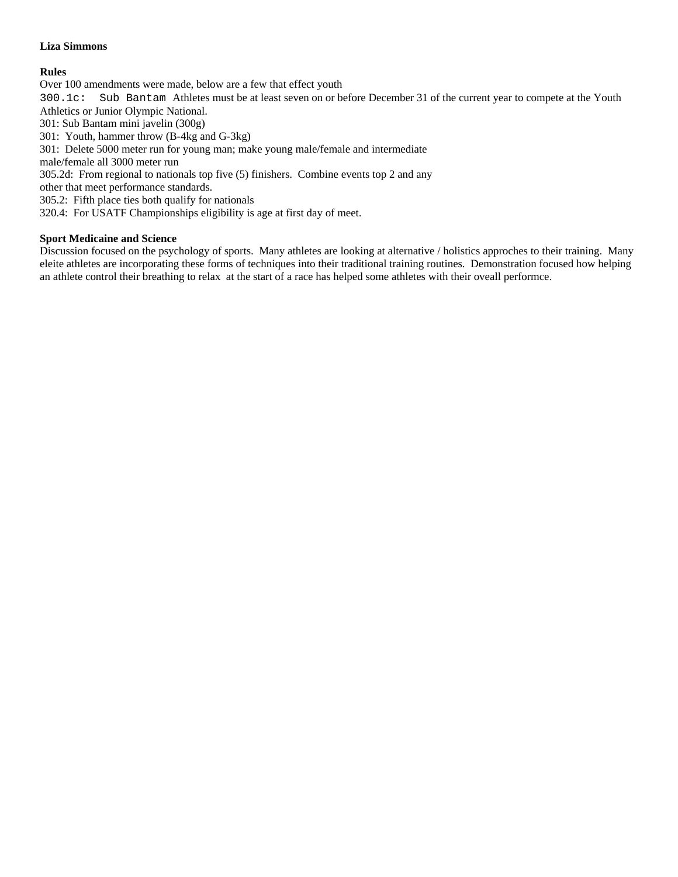**Liza Simmons**

**Rules**

Over 100 amendments were made, below are a few that effect youth

300.1c: Sub Bantam Athletes must be at least seven on or before December 31 of the current year to compete at the Youth Athletics or Junior Olympic National.

301: Sub Bantam mini javelin (300g)

301: Youth, hammer throw (B-4kg and G-3kg)

301: Delete 5000 meter run for young man; make young male/female and intermediate male/female all 3000 meter run

305.2d: From regional to nationals top five (5) finishers. Combine events top 2 and any other that meet performance standards.

305.2: Fifth place ties both qualify for nationals

320.4: For USATF Championships eligibility is age at first day of meet.

**Sport Medicaine and Science**

Discussion focused on the psychology of sports. Many athletes are looking at alternative / holistics approches to their training. Many eleite athletes are incorporating these forms of techniques into their traditional training routines. Demonstration focused how helping an athlete control their breathing to relax at the start of a race has helped some athletes with their oveall performce.